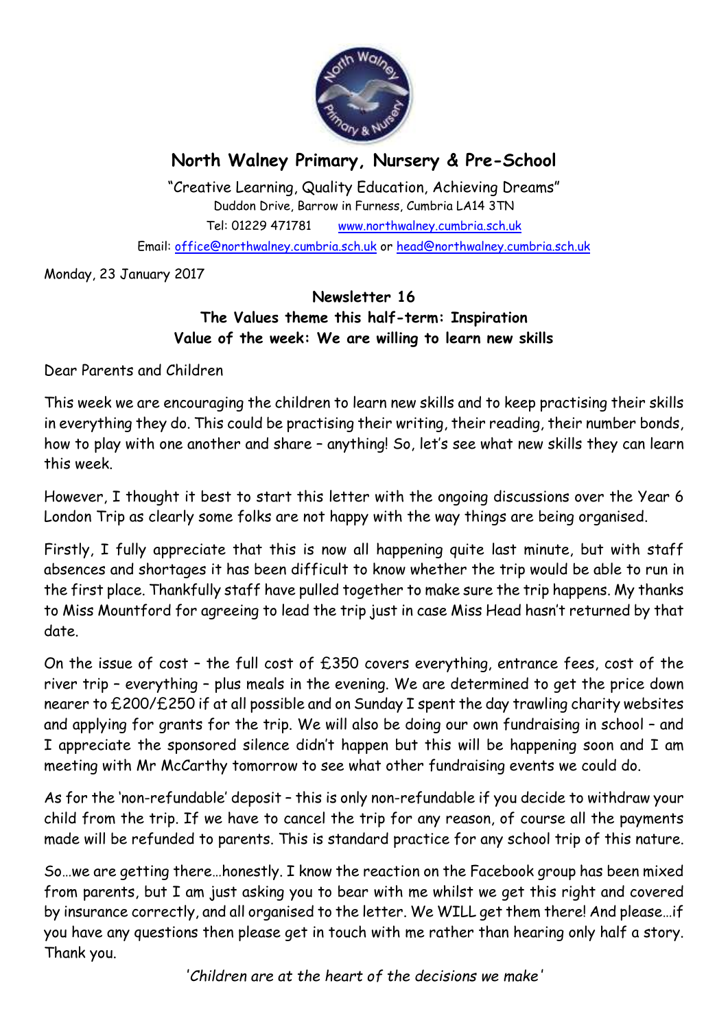# North Walney Primary, Nursery & Pre-School

"Creative Learning, Quality Education, Achieving Dreams"
Duddon Drive, Barrow in Furness, Cumbria LA14 3TN
Tel: 01229 471781 www.northwalney.cumbria.sch.uk
Email: office@northwalney.cumbria.sch.uk or head@northwalney.cumbria.sch.uk

Monday, 23 January 2017

**Newsletter 16**
**The Values theme this half-term: Inspiration**
**Value of the week: We are willing to learn new skills**

Dear Parents and Children

This week we are encouraging the children to learn new skills and to keep practising their skills in everything they do. This could be practising their writing, their reading, their number bonds, how to play with one another and share – anything! So, let's see what new skills they can learn this week.

However, I thought it best to start this letter with the ongoing discussions over the Year 6 London Trip as clearly some folks are not happy with the way things are being organised.

Firstly, I fully appreciate that this is now all happening quite last minute, but with staff absences and shortages it has been difficult to know whether the trip would be able to run in the first place. Thankfully staff have pulled together to make sure the trip happens. My thanks to Miss Mountford for agreeing to lead the trip just in case Miss Head hasn't returned by that date.

On the issue of cost – the full cost of £350 covers everything, entrance fees, cost of the river trip – everything – plus meals in the evening. We are determined to get the price down nearer to £200/£250 if at all possible and on Sunday I spent the day trawling charity websites and applying for grants for the trip. We will also be doing our own fundraising in school – and I appreciate the sponsored silence didn't happen but this will be happening soon and I am meeting with Mr McCarthy tomorrow to see what other fundraising events we could do.

As for the 'non-refundable' deposit – this is only non-refundable if you decide to withdraw your child from the trip. If we have to cancel the trip for any reason, of course all the payments made will be refunded to parents. This is standard practice for any school trip of this nature.

So…we are getting there…honestly. I know the reaction on the Facebook group has been mixed from parents, but I am just asking you to bear with me whilst we get this right and covered by insurance correctly, and all organised to the letter. We WILL get them there! And please…if you have any questions then please get in touch with me rather than hearing only half a story. Thank you.

*'Children are at the heart of the decisions we make'*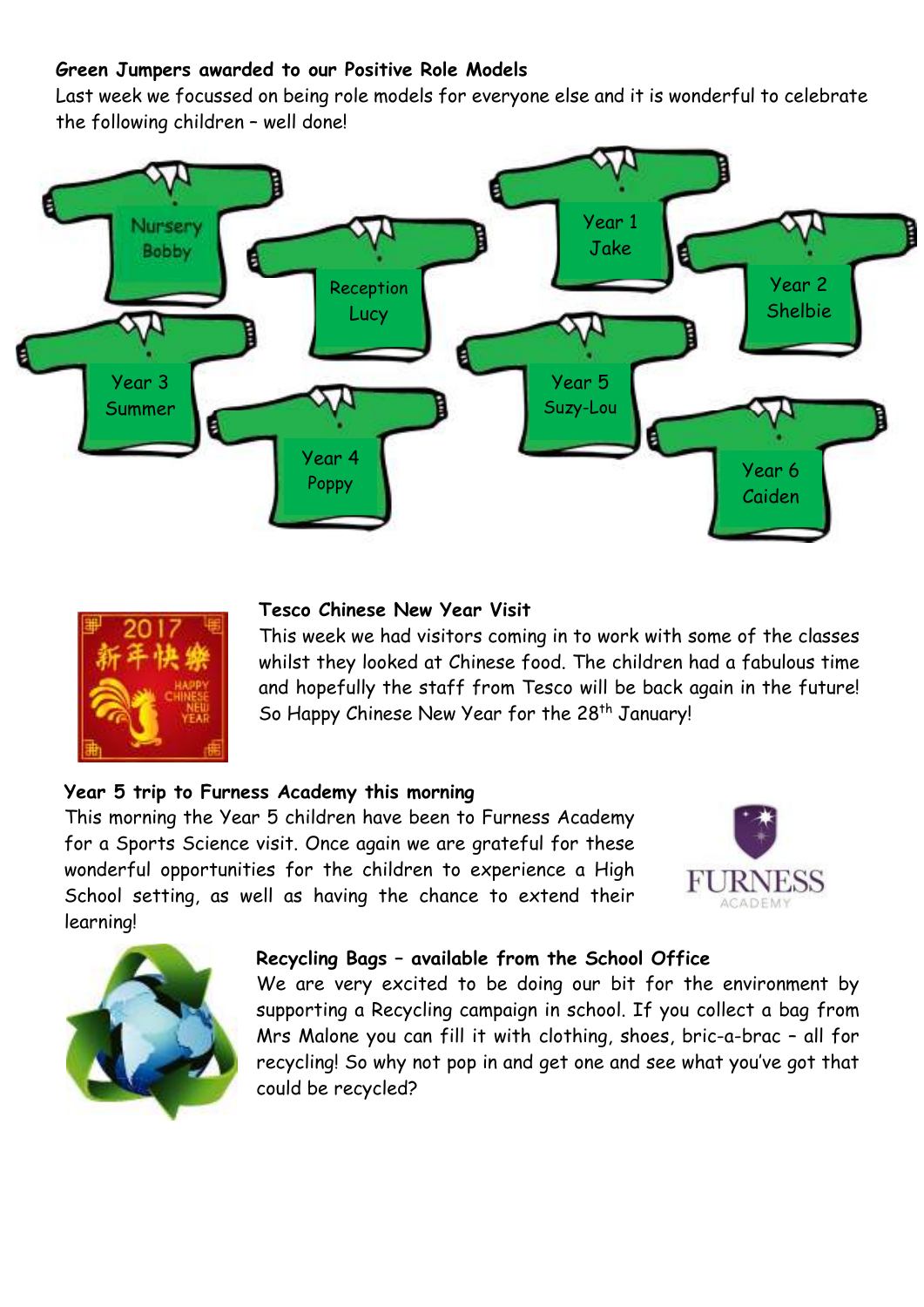**Green Jumpers awarded to our Positive Role Models**

Last week we focussed on being role models for everyone else and it is wonderful to celebrate the following children – well done!

Nursery Bobby

Reception Lucy

Year 1 Jake

Year 2 Shelbie

Year 3 Summer

Year 4 Poppy

Year 5 Suzy-Lou

Year 6 Caiden

**Tesco Chinese New Year Visit**

This week we had visitors coming in to work with some of the classes whilst they looked at Chinese food. The children had a fabulous time and hopefully the staff from Tesco will be back again in the future! So Happy Chinese New Year for the 28th January!

**Year 5 trip to Furness Academy this morning**

This morning the Year 5 children have been to Furness Academy for a Sports Science visit. Once again we are grateful for these wonderful opportunities for the children to experience a High School setting, as well as having the chance to extend their learning!

**Recycling Bags – available from the School Office**

We are very excited to be doing our bit for the environment by supporting a Recycling campaign in school. If you collect a bag from Mrs Malone you can fill it with clothing, shoes, bric-a-brac – all for recycling! So why not pop in and get one and see what you've got that could be recycled?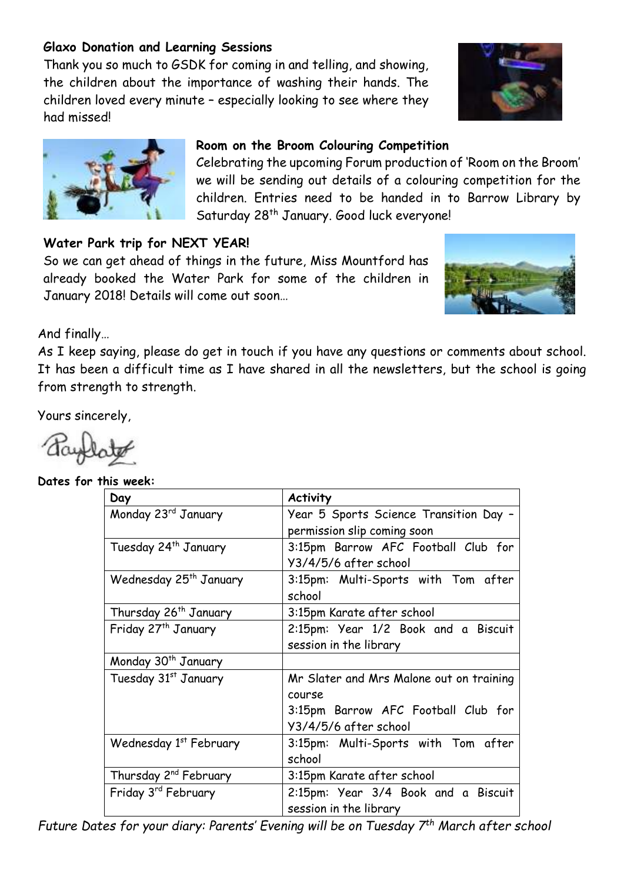**Glaxo Donation and Learning Sessions**

Thank you so much to GSDK for coming in and telling, and showing, the children about the importance of washing their hands. The children loved every minute – especially looking to see where they had missed!

**Room on the Broom Colouring Competition**

Celebrating the upcoming Forum production of 'Room on the Broom' we will be sending out details of a colouring competition for the children. Entries need to be handed in to Barrow Library by Saturday 28th January. Good luck everyone!

**Water Park trip for NEXT YEAR!**

So we can get ahead of things in the future, Miss Mountford has already booked the Water Park for some of the children in January 2018! Details will come out soon…

And finally…

As I keep saying, please do get in touch if you have any questions or comments about school. It has been a difficult time as I have shared in all the newsletters, but the school is going from strength to strength.

Yours sincerely,

**Dates for this week:**

| Day | Activity |
|---|---|
| Monday 23rd January | Year 5 Sports Science Transition Day – permission slip coming soon |
| Tuesday 24th January | 3:15pm Barrow AFC Football Club for Y3/4/5/6 after school |
| Wednesday 25th January | 3:15pm: Multi-Sports with Tom after school |
| Thursday 26th January | 3:15pm Karate after school |
| Friday 27th January | 2:15pm: Year 1/2 Book and a Biscuit session in the library |
| Monday 30th January | |
| Tuesday 31st January | Mr Slater and Mrs Malone out on training course<br>3:15pm Barrow AFC Football Club for Y3/4/5/6 after school |
| Wednesday 1st February | 3:15pm: Multi-Sports with Tom after school |
| Thursday 2nd February | 3:15pm Karate after school |
| Friday 3rd February | 2:15pm: Year 3/4 Book and a Biscuit session in the library |

*Future Dates for your diary: Parents' Evening will be on Tuesday 7th March after school*